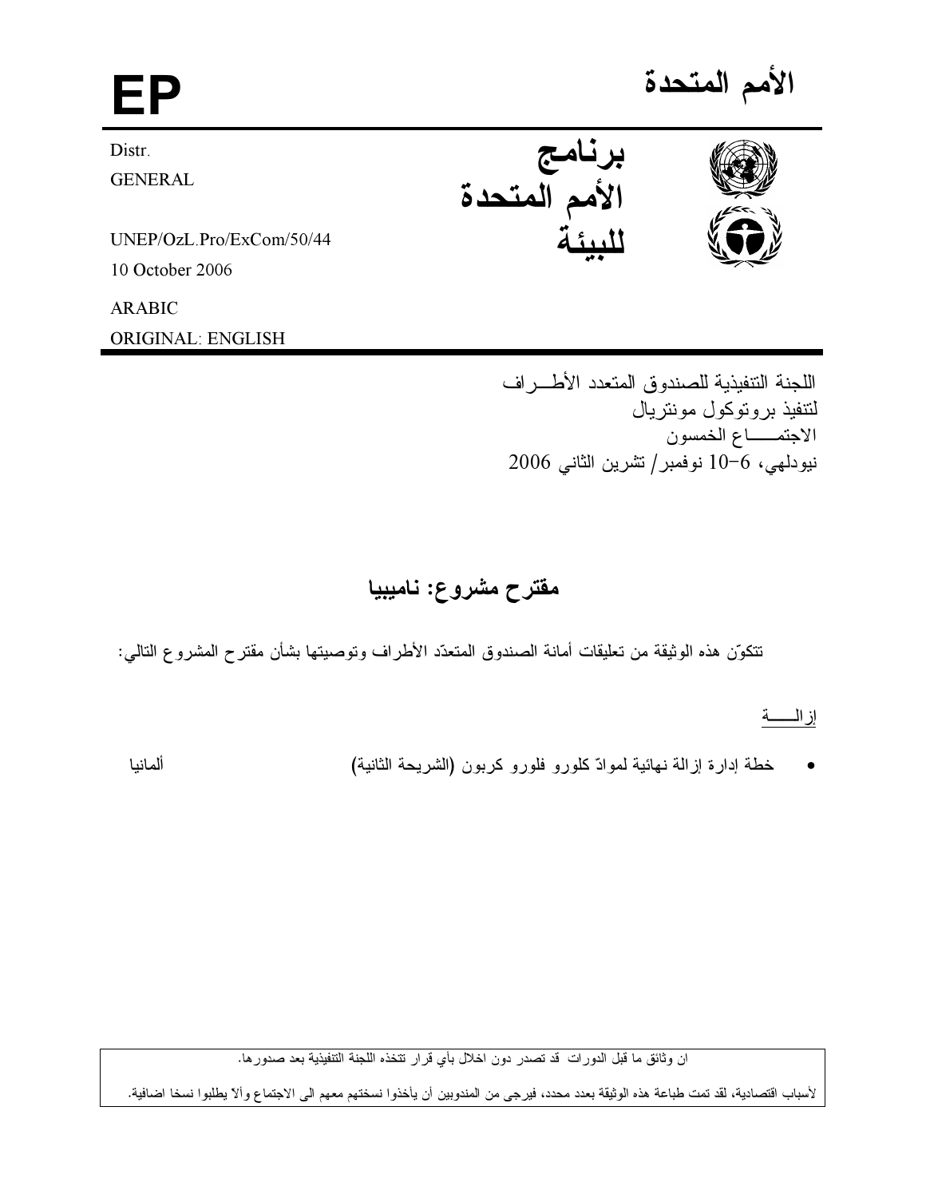# الأمم المتحدة

EP

برنامج الأمم المتحدة للبيئة

Distr.
GENERAL

UNEP/OzL.Pro/ExCom/50/44
10 October 2006

ARABIC
ORIGINAL: ENGLISH

اللجنة التنفيذية للصندوق المتعدد الأطراف
لتنفيذ بروتوكول مونتريال
الاجتماع الخمسون
نيودلهي، 6-10 نوفمبر/ تشرين الثاني 2006

## مقترح مشروع: ناميبيا

تتكوّن هذه الوثيقة من تعليقات أمانة الصندوق المتعدّد الأطراف وتوصيتها بشأن مقترح المشروع التالي:

إزالـــة

- خطة إدارة إزالة نهائية لموادّ كلورو فلورو كربون (الشريحة الثانية) — ألمانيا

ان وثائق ما قبل الدورات قد تصدر دون اخلال بأي قرار تتخذه اللجنة التنفيذية بعد صدورها.

لأسباب اقتصادية، لقد تمت طباعة هذه الوثيقة بعدد محدد، فيرجى من المندوبين أن يأخذوا نسختهم معهم الى الاجتماع وألا يطلبوا نسخا اضافية.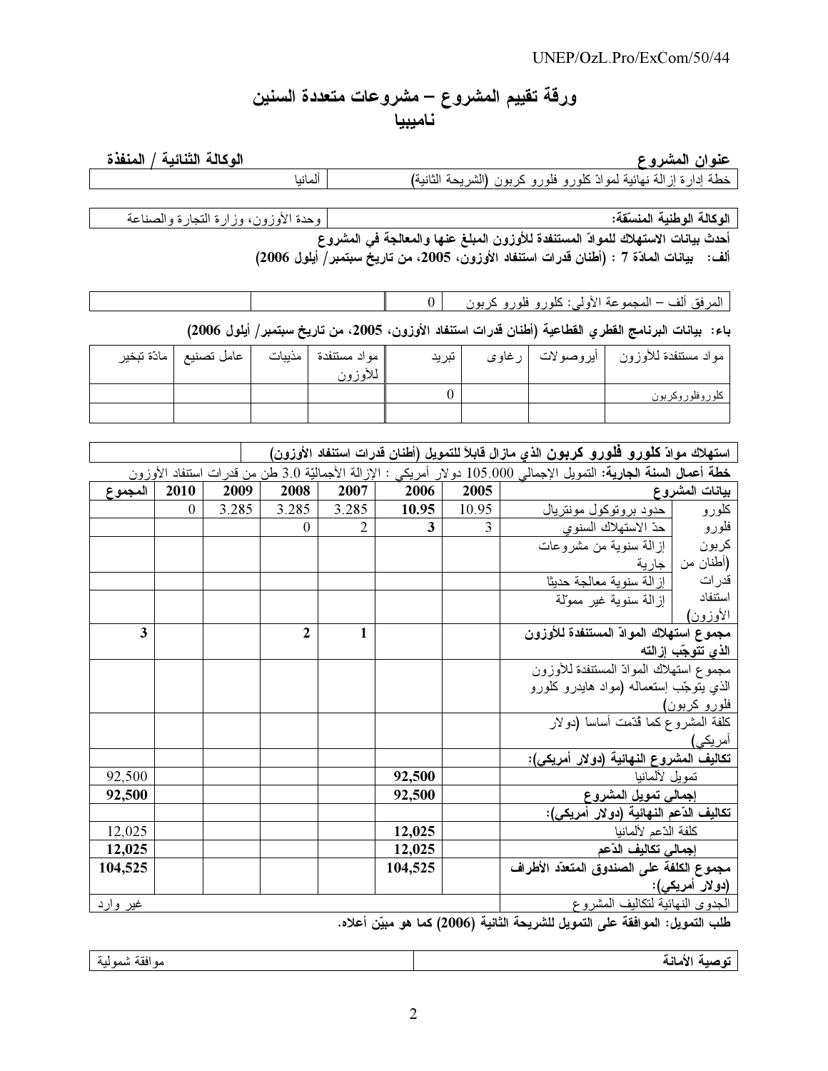# ورقة تقييم المشروع – مشروعات متعددة السنين
## ناميبيا

| عنوان المشروع | الوكالة الثنائية / المنفذة |
|---|---|
| خطة إدارة إزالة نهائية لموادّ كلورو فلورو كربون (الشريحة الثانية) | ألمانيا |

| الوكالة الوطنية المنسّقة: | وحدة الأوزون، وزارة التجارة والصناعة |
|---|---|

**أحدث بيانات الاستهلاك للموادّ المستنفدة للأوزون المبلغ عنها والمعالجة في المشروع**

**ألف: بيانات المادّة 7 : (أطنان قدرات استنفاد الأوزون، 2005، من تاريخ سبتمبر/ أيلول 2006)**

| المرفق ألف – المجموعة الأولى: كلورو فلورو كربون | 0 | | |
|---|---|---|---|

**باء: بيانات البرنامج القطري القطاعية (أطنان قدرات استنفاد الأوزون، 2005، من تاريخ سبتمبر/ أيلول 2006)**

| مواد مستنفدة للأوزون | أيروصولات | رغاوى | تبريد | مواد مستنفدة للأوزون | مذيبات | عامل تصنيع | مادّة تبخير |
|---|---|---|---|---|---|---|---|
| كلوروفلوروكربون | | | 0 | | | | |
| | | | | | | | |

| استهلاك موادّ كلورو فلورو كربون الذي مازال قابلاً للتمويل (أطنان قدرات استنفاد الأوزون) | |
|---|---|

**خطة أعمال السنة الجارية:** التمويل الإجمالي 105.000 دولار أمريكي : الإزالة الأجماليّة 3.0 طن من قدرات استنفاد الأوزون

| بيانات المشروع | | 2005 | 2006 | 2007 | 2008 | 2009 | 2010 | المجموع |
|---|---|---|---|---|---|---|---|---|
| كلورو فلورو كربون (أطنان من قدرات استنفاد الأوزون) | حدود بروتوكول مونتريال | 10.95 | **10.95** | 3.285 | 3.285 | 3.285 | 0 | |
| | حدّ الاستهلاك السنوي | 3 | **3** | 2 | 0 | | | |
| | إزالة سنوية من مشروعات جارية | | | | | | | |
| | إزالة سنوية معالجة حديثًا | | | | | | | |
| | إزالة سنوية غير مموّلة | | | | | | | |
| **مجموع استهلاك الموادّ المستنفدة للأوزون الذي تتوجّب إزالته** | | | | **1** | **2** | | | **3** |
| مجموع استهلاك الموادّ المستنفدة للأوزون الذي يتوجّب إستعماله (مواد هايدرو كلورو فلورو كربون) | | | | | | | | |
| كلفة المشروع كما قدّمت أساساً (دولار أمريكي) | | | | | | | | |
| **تكاليف المشروع النهائية (دولار أمريكي):** | | | | | | | | |
| تمويل لألمانيا | | | **92,500** | | | | | 92,500 |
| **إجمالي تمويل المشروع** | | | **92,500** | | | | | **92,500** |
| **تكاليف الدّعم النهائية (دولار أمريكي):** | | | | | | | | |
| كلفة الدّعم لألمانيا | | | **12,025** | | | | | 12,025 |
| **إجمالي تكاليف الدّعم** | | | **12,025** | | | | | **12,025** |
| **مجموع الكلفة على الصندوق المتعدّد الأطراف (دولار أمريكي):** | | | **104,525** | | | | | **104,525** |
| الجدوى النهائية لتكاليف المشروع | | | | | | | | غير وارد |

**طلب التمويل: الموافقة على التمويل للشريحة الثانية (2006) كما هو مبيّن أعلاه.**

| **توصية الأمانة** | موافقة شمولية |
|---|---|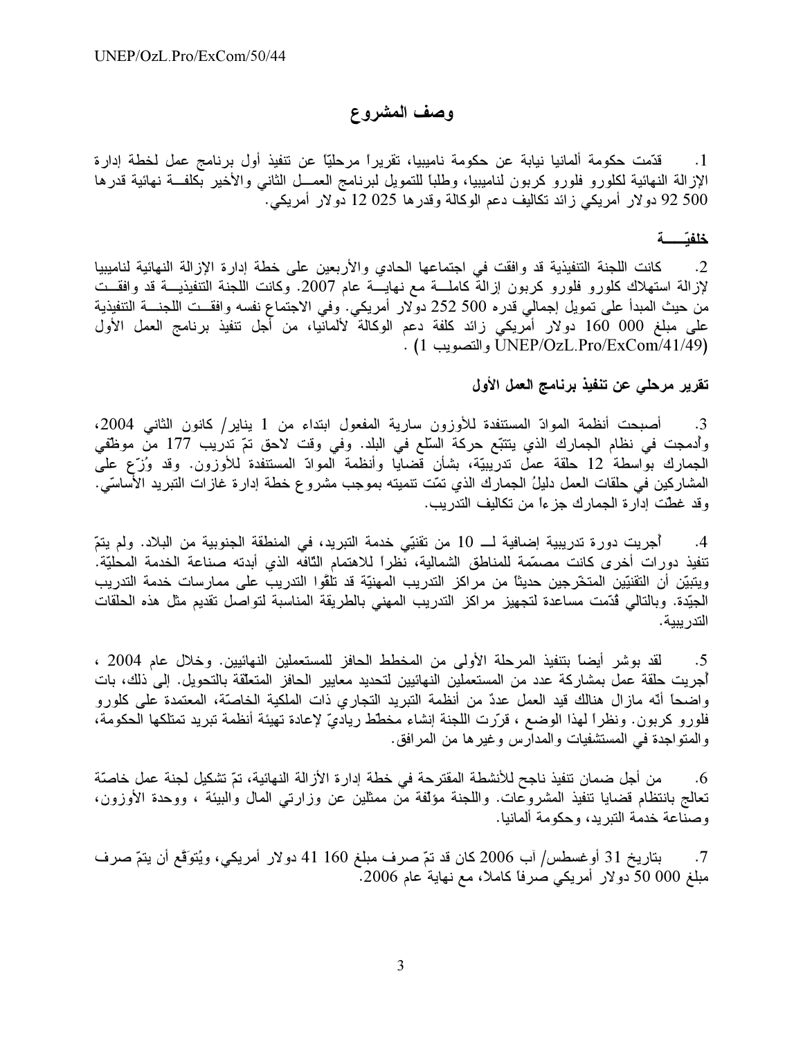## وصف المشروع

1. قدّمت حكومة ألمانيا نيابة عن حكومة ناميبيا، تقريراً مرحليّاً عن تنفيذ أول برنامج عمل لخطة إدارة الإزالة النهائية لكلورو فلورو كربون لناميبيا، وطلباً للتمويل لبرنامج العمل الثاني والأخير بكلفة نهائية قدرها 92 500 دولار أمريكي زائد تكاليف دعم الوكالة وقدرها 12 025 دولار أمريكي.

### خلفيّـــة

2. كانت اللجنة التنفيذية قد وافقت في اجتماعها الحادي والأربعين على خطة إدارة الإزالة النهائية لناميبيا لإزالة استهلاك كلورو فلورو كربون إزالة كاملة مع نهاية عام 2007. وكانت اللجنة التنفيذية قد وافقت من حيث المبدأ على تمويل إجمالي قدره 252 500 دولار أمريكي. وفي الاجتماع نفسه وافقت اللجنة التنفيذية على مبلغ 160 000 دولار أمريكي زائد كلفة دعم الوكالة لألمانيا، من أجل تنفيذ برنامج العمل الأول (UNEP/OzL.Pro/ExCom/41/49 والتصويب 1) .

### تقرير مرحلي عن تنفيذ برنامج العمل الأول

3. أصبحت أنظمة الموادّ المستنفدة للأوزون سارية المفعول ابتداء من 1 يناير/ كانون الثاني 2004، وأدمجت في نظام الجمارك الذي يتتبّع حركة السّلع في البلد. وفي وقت لاحق تمّ تدريب 177 من موظفي الجمارك بواسطة 12 حلقة عمل تدريبيّة، بشأن قضايا وأنظمة الموادّ المستنفدة للأوزون. وقد وُزّع على المشاركين في حلقات العمل دليلُ الجمارك الذي تمّت تنميته بموجب مشروع خطة إدارة غازات التبريد الأساسيّ. وقد غطّت إدارة الجمارك جزءاً من تكاليف التدريب.

4. أجريت دورة تدريبية إضافية لــ 10 من تقنيّي خدمة التبريد، في المنطقة الجنوبية من البلاد. ولم يتمّ تنفيذ دورات أخرى كانت مصمّمة للمناطق الشمالية، نظراً للاهتمام التّافه الذي أبدته صناعة الخدمة المحليّة. ويتبيّن أن التقنيّين المتخرّجين حديثاً من مراكز التدريب المهنيّة قد تلقّوا التدريب على ممارسات خدمة التدريب الجيّدة. وبالتالي قدّمت مساعدة لتجهيز مراكز التدريب المهني بالطريقة المناسبة لتواصل تقديم مثل هذه الحلقات التدريبية.

5. لقد بوشر أيضاً بتنفيذ المرحلة الأولى من المخطط الحافز للمستعملين النهائيين. وخلال عام 2004 ، أُجريت حلقة عمل بمشاركة عدد من المستعملين النهائيين لتحديد معايير الحافز المتعلّقة بالتحويل. إلى ذلك، بات واضحاً أنّه مازال هنالك قيد العمل عددٌ من أنظمة التبريد التجاري ذات الملكية الخاصّة، المعتمدة على كلورو فلورو كربون. ونظراً لهذا الوضع ، قرّرت اللجنة إنشاء مخطّط رياديّ لإعادة تهيئة أنظمة تبريد تمتلكها الحكومة، والمتواجدة في المستشفيات والمدارس وغيرها من المرافق.

6. من أجل ضمان تنفيذ ناجح للأنشطة المقترحة في خطة إدارة الأزالة النهائية، تمّ تشكيل لجنة عمل خاصّة تعالج بانتظام قضايا تنفيذ المشروعات. واللجنة مؤلّفة من ممثلين عن وزارتي المال والبيئة ، ووحدة الأوزون، وصناعة خدمة التبريد، وحكومة ألمانيا.

7. بتاريخ 31 أوغسطس/ آب 2006 كان قد تمّ صرف مبلغ 41 160 دولار أمريكي، ويُتوقَّع أن يتمّ صرف مبلغ 50 000 دولار أمريكي صرفاً كاملاً، مع نهاية عام 2006.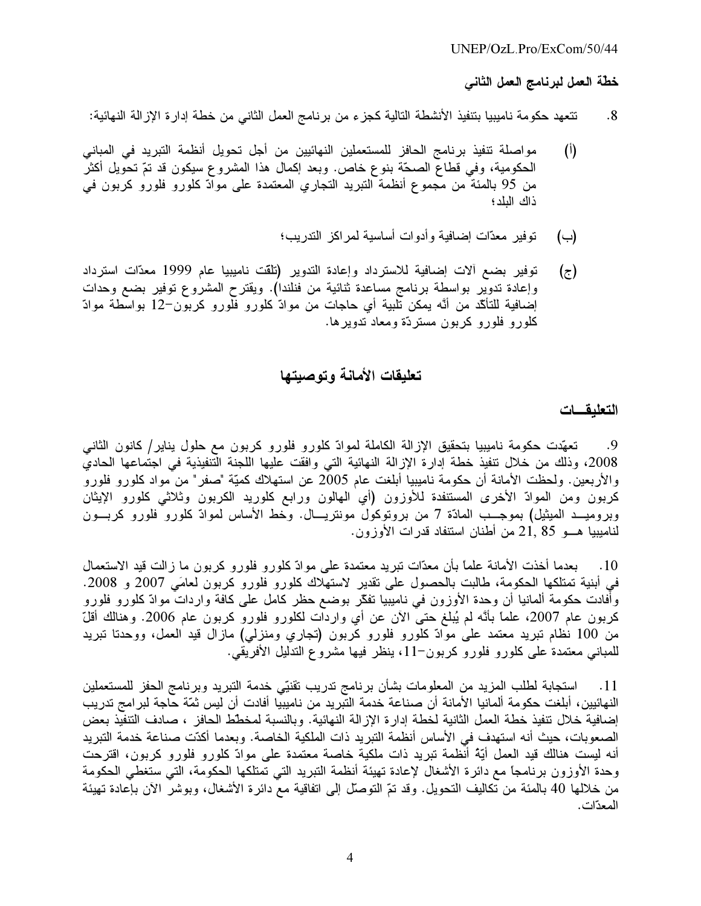**خطة العمل لبرنامج العمل الثاني**

8. تتعهد حكومة ناميبيا بتنفيذ الأنشطة التالية كجزء من برنامج العمل الثاني من خطة إدارة الإزالة النهائية:

(أ) مواصلة تنفيذ برنامج الحافز للمستعملين النهائيين من أجل تحويل أنظمة التبريد في المباني الحكومية، وفي قطاع الصحّة بنوع خاص. وبعد إكمال هذا المشروع سيكون قد تمّ تحويل أكثر من 95 بالمئة من مجموع أنظمة التبريد التجاري المعتمدة على موادّ كلورو فلورو كربون في ذاك البلد؛

(ب) توفير معدّات إضافية وأدوات أساسية لمراكز التدريب؛

(ج) توفير بضع آلات إضافية للاسترداد وإعادة التدوير (تلقت ناميبيا عام 1999 معدّات استرداد وإعادة تدوير بواسطة برنامج مساعدة ثنائية من فنلندا). ويقترح المشروع توفير بضع وحدات إضافية للتأكّد من أنَّه يمكن تلبية أي حاجات من موادّ كلورو فلورو كربون-12 بواسطة موادّ كلورو فلورو كربون مستردّة ومعاد تدويرها.

## تعليقات الأمانة وتوصيتها

### التعليقــات

9. تعهّدت حكومة ناميبيا بتحقيق الإزالة الكاملة لموادّ كلورو فلورو كربون مع حلول يناير/ كانون الثاني 2008، وذلك من خلال تنفيذ خطة إدارة الإزالة النهائية التي وافقت عليها اللجنة التنفيذية في اجتماعها الحادي والأربعين. ولاحظت الأمانة أن حكومة ناميبيا أبلغت عام 2005 عن استهلاك كميّة "صفر" من مواد كلورو فلورو كربون ومن الموادّ الأخرى المستنفدة للأوزون (أي الهالون ورابع كلوريد الكربون وثلاثي كلورو الإيثان وبروميــد الميثيل) بموجــب المادّة 7 من بروتوكول مونتريـــال. وخط الأساس لموادّ كلورو فلورو كربـــون لناميبيا هـــو 21,85 من أطنان استنفاد قدرات الأوزون.

10. بعدما أخذت الأمانة علماً بأن معدّات تبريد معتمدة على موادّ كلورو فلورو كربون ما زالت قيد الاستعمال في أبنية تمتلكها الحكومة، طالبت بالحصول على تقدير لاستهلاك كلورو فلورو كربون لعامَي 2007 و 2008. وأفادت حكومة ألمانيا أن وحدة الأوزون في ناميبيا تفكّر بوضع حظر كامل على كافة واردات موادّ كلورو فلورو كربون عام 2007، علماً بأنَّه لم يُبلغ حتى الآن عن أي واردات لكلورو فلورو كربون عام 2006. وهنالك أقلّ من 100 نظام تبريد معتمد على موادّ كلورو فلورو كربون (تجاري ومنزلي) مازال قيد العمل، ووحدتا تبريد للمباني معتمدة على كلورو فلورو كربون-11، ينظر فيها مشروع التدليل الأفريقي.

11. استجابة لطلب المزيد من المعلومات بشأن برنامج تدريب تقنيّي خدمة التبريد وبرنامج الحفز للمستعملين النهائيين، أبلغت حكومة ألمانيا الأمانة أن صناعة خدمة التبريد من ناميبيا أفادت أن ليس ثمّة حاجة لبرامج تدريب إضافية خلال تنفيذ خطة العمل الثانية لخطة إدارة الإزالة النهائية. وبالنسبة لمخطّط الحافز ، صادف التنفيذ بعض الصعوبات، حيث أنه استهدف في الأساس أنظمة التبريد ذات الملكية الخاصة. وبعدما أكدّت صناعة خدمة التبريد أنه ليست هنالك قيد العمل أيّةُ أنظمة تبريد ذات ملكية خاصة معتمدة على موادّ كلورو فلورو كربون، اقترحت وحدة الأوزون برنامجاً مع دائرة الأشغال لإعادة تهيئة أنظمة التبريد التي تمتلكها الحكومة، التي ستغطي الحكومة من خلالها 40 بالمئة من تكاليف التحويل. وقد تمّ التوصّل إلى اتفاقية مع دائرة الأشغال، وبوشر الآن بإعادة تهيئة المعدّات.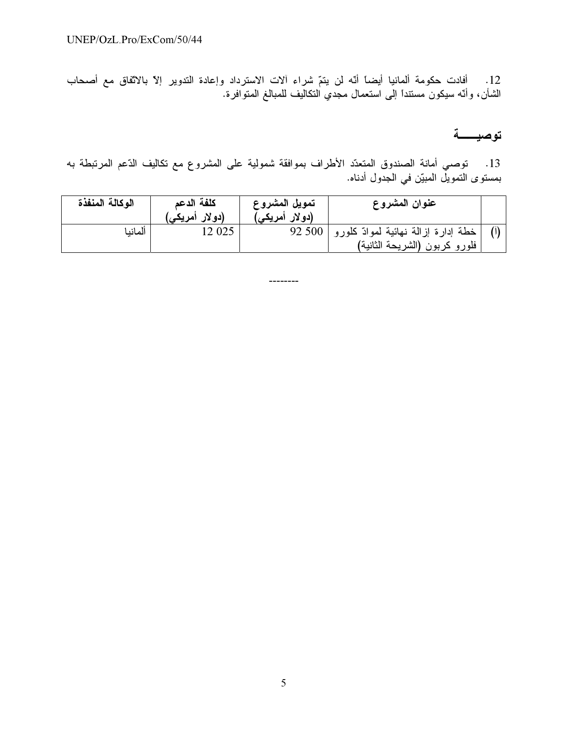12. أفادت حكومة ألمانيا أيضاً أنّه لن يتمّ شراء آلات الاسترداد وإعادة التدوير إلاّ بالاتّفاق مع أصحاب الشأن، وأنّه سيكون مستنداً إلى استعمال مجدي التكاليف للمبالغ المتوافرة.

## توصيـــــة

13. توصي أمانة الصندوق المتعدّد الأطراف بموافقة شمولية على المشروع مع تكاليف الدّعم المرتبطة به بمستوى التمويل المبيّن في الجدول أدناه.

| | عنوان المشروع | تمويل المشروع (دولار أمريكي) | كلفة الدعم (دولار أمريكي) | الوكالة المنفذة |
|---|---|---|---|---|
| (أ) | خطة إدارة إزالة نهائية لموادّ كلورو فلورو كربون (الشريحة الثانية) | 92 500 | 12 025 | ألمانيا |

--------